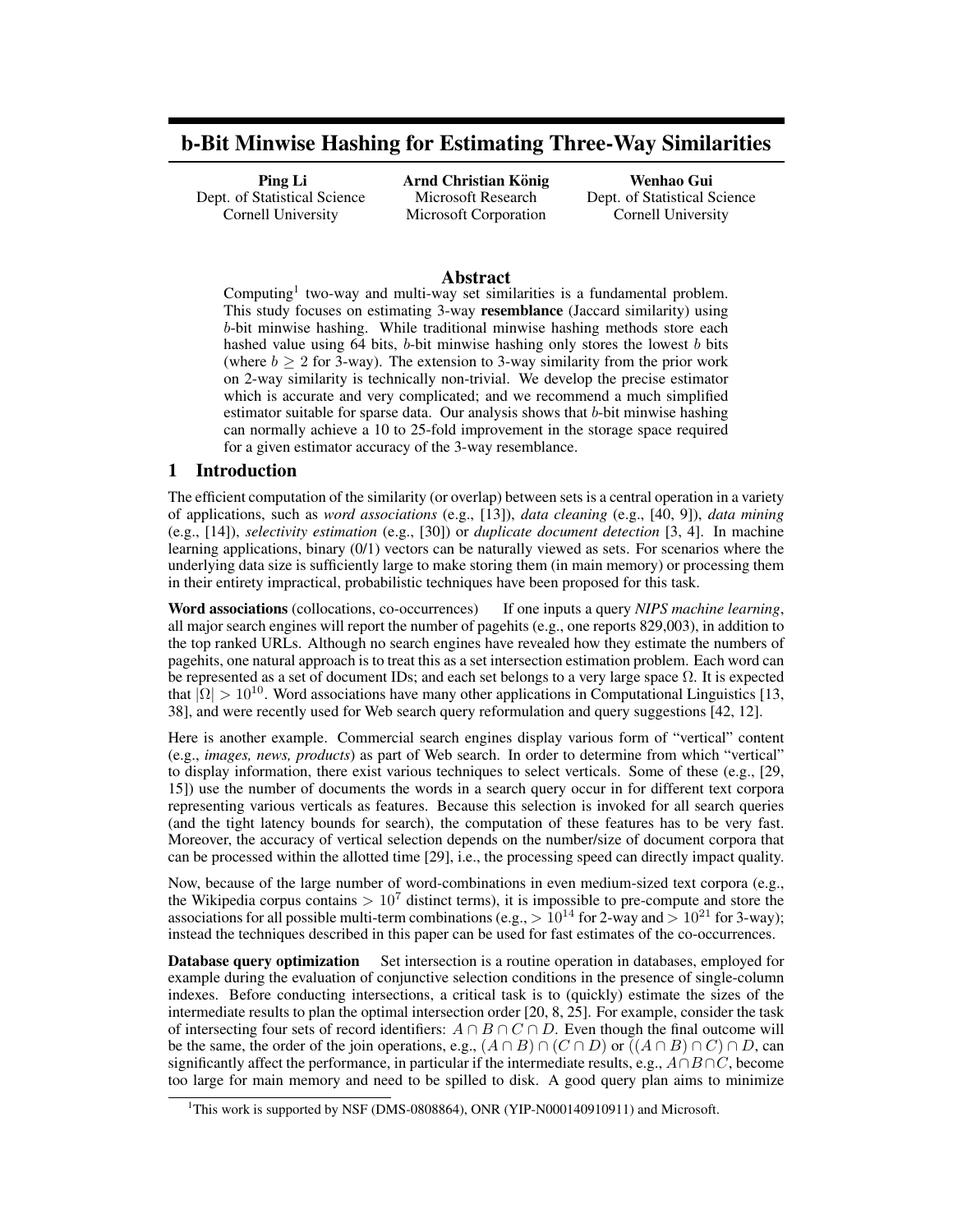# b-Bit Minwise Hashing for Estimating Three-Way Similarities

**Ping Li**
Dept. of Statistical Science
Cornell University

**Arnd Christian König**
Microsoft Research
Microsoft Corporation

**Wenhao Gui**
Dept. of Statistical Science
Cornell University

## Abstract

Computing[1] two-way and multi-way set similarities is a fundamental problem. This study focuses on estimating 3-way **resemblance** (Jaccard similarity) using $b$-bit minwise hashing. While traditional minwise hashing methods store each hashed value using 64 bits, $b$-bit minwise hashing only stores the lowest $b$ bits (where $b \geq 2$ for 3-way). The extension to 3-way similarity from the prior work on 2-way similarity is technically non-trivial. We develop the precise estimator which is accurate and very complicated; and we recommend a much simplified estimator suitable for sparse data. Our analysis shows that $b$-bit minwise hashing can normally achieve a 10 to 25-fold improvement in the storage space required for a given estimator accuracy of the 3-way resemblance.

## 1 Introduction

The efficient computation of the similarity (or overlap) between sets is a central operation in a variety of applications, such as *word associations* (e.g., [13]), *data cleaning* (e.g., [40, 9]), *data mining* (e.g., [14]), *selectivity estimation* (e.g., [30]) or *duplicate document detection* [3, 4]. In machine learning applications, binary (0/1) vectors can be naturally viewed as sets. For scenarios where the underlying data size is sufficiently large to make storing them (in main memory) or processing them in their entirety impractical, probabilistic techniques have been proposed for this task.

**Word associations** (collocations, co-occurrences) If one inputs a query *NIPS machine learning*, all major search engines will report the number of pagehits (e.g., one reports 829,003), in addition to the top ranked URLs. Although no search engines have revealed how they estimate the numbers of pagehits, one natural approach is to treat this as a set intersection estimation problem. Each word can be represented as a set of document IDs; and each set belongs to a very large space $\Omega$. It is expected that $|\Omega| > 10^{10}$. Word associations have many other applications in Computational Linguistics [13, 38], and were recently used for Web search query reformulation and query suggestions [42, 12].

Here is another example. Commercial search engines display various form of "vertical" content (e.g., *images, news, products*) as part of Web search. In order to determine from which "vertical" to display information, there exist various techniques to select verticals. Some of these (e.g., [29, 15]) use the number of documents the words in a search query occur in for different text corpora representing various verticals as features. Because this selection is invoked for all search queries (and the tight latency bounds for search), the computation of these features has to be very fast. Moreover, the accuracy of vertical selection depends on the number/size of document corpora that can be processed within the allotted time [29], i.e., the processing speed can directly impact quality.

Now, because of the large number of word-combinations in even medium-sized text corpora (e.g., the Wikipedia corpus contains $> 10^7$ distinct terms), it is impossible to pre-compute and store the associations for all possible multi-term combinations (e.g., $> 10^{14}$ for 2-way and $> 10^{21}$ for 3-way); instead the techniques described in this paper can be used for fast estimates of the co-occurrences.

**Database query optimization** Set intersection is a routine operation in databases, employed for example during the evaluation of conjunctive selection conditions in the presence of single-column indexes. Before conducting intersections, a critical task is to (quickly) estimate the sizes of the intermediate results to plan the optimal intersection order [20, 8, 25]. For example, consider the task of intersecting four sets of record identifiers: $A \cap B \cap C \cap D$. Even though the final outcome will be the same, the order of the join operations, e.g., $(A \cap B) \cap (C \cap D)$ or $((A \cap B) \cap C) \cap D$, can significantly affect the performance, in particular if the intermediate results, e.g., $A \cap B \cap C$, become too large for main memory and need to be spilled to disk. A good query plan aims to minimize

[1] This work is supported by NSF (DMS-0808864), ONR (YIP-N000140910911) and Microsoft.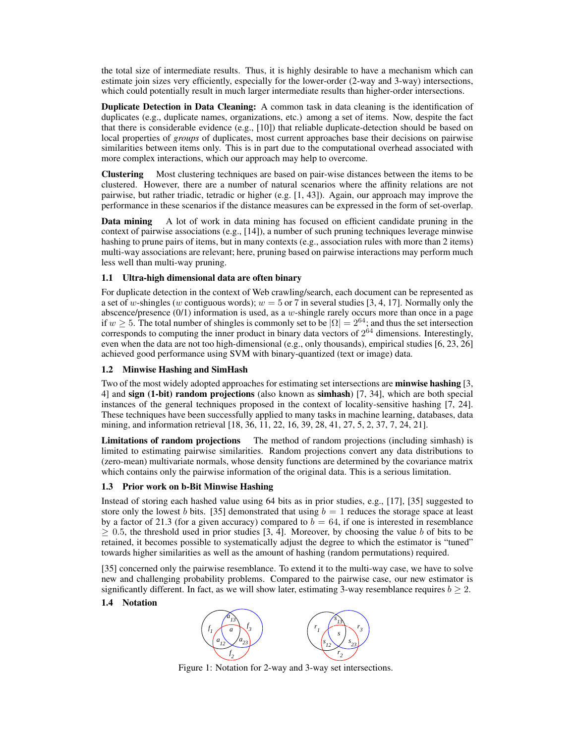the total size of intermediate results. Thus, it is highly desirable to have a mechanism which can estimate join sizes very efficiently, especially for the lower-order (2-way and 3-way) intersections, which could potentially result in much larger intermediate results than higher-order intersections.

**Duplicate Detection in Data Cleaning:** A common task in data cleaning is the identification of duplicates (e.g., duplicate names, organizations, etc.) among a set of items. Now, despite the fact that there is considerable evidence (e.g., [10]) that reliable duplicate-detection should be based on local properties of *groups* of duplicates, most current approaches base their decisions on pairwise similarities between items only. This is in part due to the computational overhead associated with more complex interactions, which our approach may help to overcome.

**Clustering** Most clustering techniques are based on pair-wise distances between the items to be clustered. However, there are a number of natural scenarios where the affinity relations are not pairwise, but rather triadic, tetradic or higher (e.g. [1, 43]). Again, our approach may improve the performance in these scenarios if the distance measures can be expressed in the form of set-overlap.

**Data mining** A lot of work in data mining has focused on efficient candidate pruning in the context of pairwise associations (e.g., [14]), a number of such pruning techniques leverage minwise hashing to prune pairs of items, but in many contexts (e.g., association rules with more than 2 items) multi-way associations are relevant; here, pruning based on pairwise interactions may perform much less well than multi-way pruning.

### 1.1 Ultra-high dimensional data are often binary

For duplicate detection in the context of Web crawling/search, each document can be represented as a set of $w$-shingles ($w$ contiguous words); $w = 5$ or 7 in several studies [3, 4, 17]. Normally only the abscence/presence (0/1) information is used, as a $w$-shingle rarely occurs more than once in a page if $w \geq 5$. The total number of shingles is commonly set to be $|\Omega| = 2^{64}$; and thus the set intersection corresponds to computing the inner product in binary data vectors of $2^{64}$ dimensions. Interestingly, even when the data are not too high-dimensional (e.g., only thousands), empirical studies [6, 23, 26] achieved good performance using SVM with binary-quantized (text or image) data.

### 1.2 Minwise Hashing and SimHash

Two of the most widely adopted approaches for estimating set intersections are **minwise hashing** [3, 4] and **sign (1-bit) random projections** (also known as **simhash**) [7, 34], which are both special instances of the general techniques proposed in the context of locality-sensitive hashing [7, 24]. These techniques have been successfully applied to many tasks in machine learning, databases, data mining, and information retrieval [18, 36, 11, 22, 16, 39, 28, 41, 27, 5, 2, 37, 7, 24, 21].

**Limitations of random projections** The method of random projections (including simhash) is limited to estimating pairwise similarities. Random projections convert any data distributions to (zero-mean) multivariate normals, whose density functions are determined by the covariance matrix which contains only the pairwise information of the original data. This is a serious limitation.

### 1.3 Prior work on b-Bit Minwise Hashing

Instead of storing each hashed value using 64 bits as in prior studies, e.g., [17], [35] suggested to store only the lowest $b$ bits. [35] demonstrated that using $b = 1$ reduces the storage space at least by a factor of 21.3 (for a given accuracy) compared to $b = 64$, if one is interested in resemblance $\geq 0.5$, the threshold used in prior studies [3, 4]. Moreover, by choosing the value $b$ of bits to be retained, it becomes possible to systematically adjust the degree to which the estimator is "tuned" towards higher similarities as well as the amount of hashing (random permutations) required.

[35] concerned only the pairwise resemblance. To extend it to the multi-way case, we have to solve new and challenging probability problems. Compared to the pairwise case, our new estimator is significantly different. In fact, as we will show later, estimating 3-way resemblance requires $b \geq 2$.

### 1.4 Notation

Figure 1: Notation for 2-way and 3-way set intersections.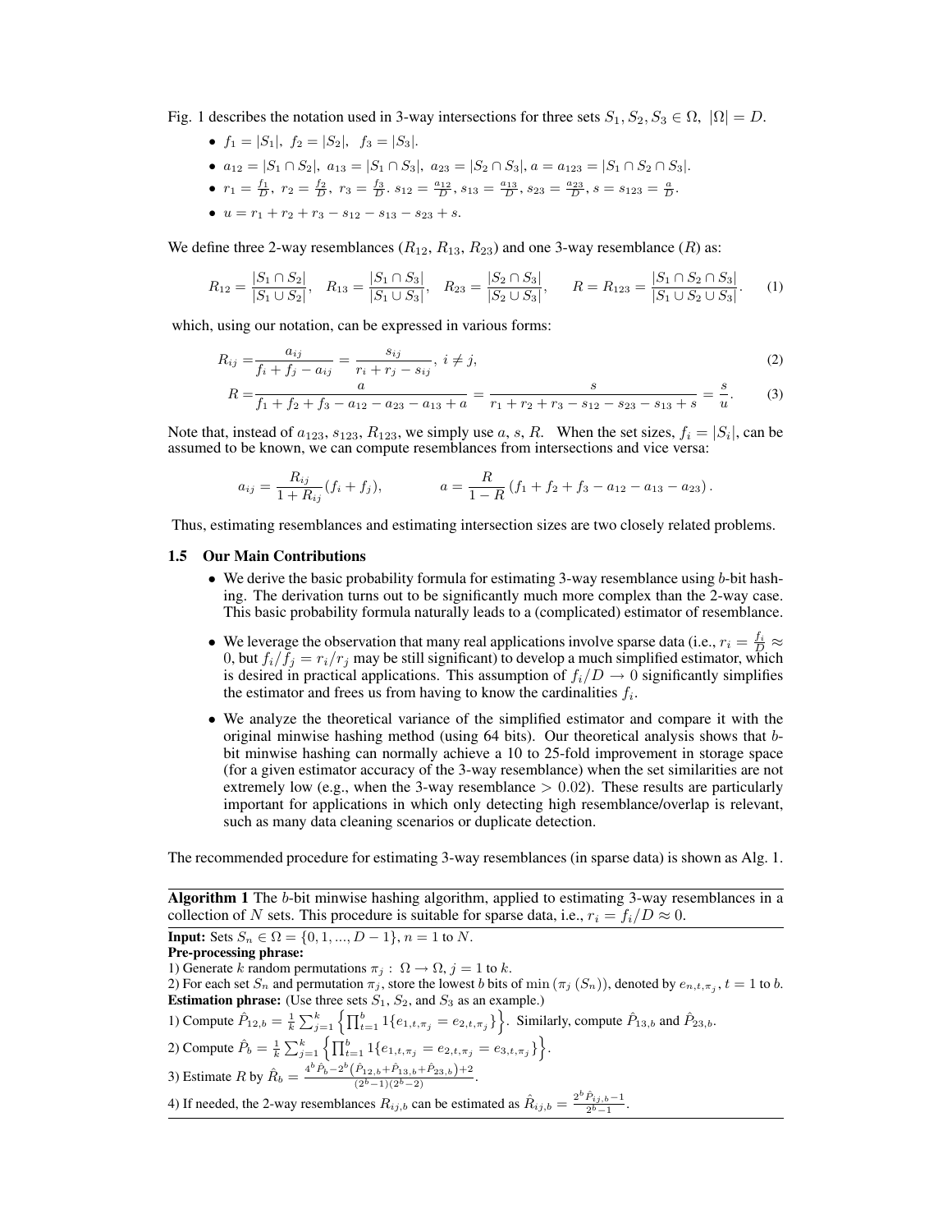Fig. 1 describes the notation used in 3-way intersections for three sets $S_1, S_2, S_3 \in \Omega$, $|\Omega| = D$.

- $f_1 = |S_1|, \ f_2 = |S_2|, \ f_3 = |S_3|$.
- $a_{12} = |S_1 \cap S_2|, \ a_{13} = |S_1 \cap S_3|, \ a_{23} = |S_2 \cap S_3|, a = a_{123} = |S_1 \cap S_2 \cap S_3|$.
- $r_1 = \frac{f_1}{D}, \ r_2 = \frac{f_2}{D}, \ r_3 = \frac{f_3}{D}$. $s_{12} = \frac{a_{12}}{D}, s_{13} = \frac{a_{13}}{D}, s_{23} = \frac{a_{23}}{D}, s = s_{123} = \frac{a}{D}$.
- $u = r_1 + r_2 + r_3 - s_{12} - s_{13} - s_{23} + s$.

We define three 2-way resemblances ($R_{12}$, $R_{13}$, $R_{23}$) and one 3-way resemblance ($R$) as:

$$R_{12} = \frac{|S_1 \cap S_2|}{|S_1 \cup S_2|}, \quad R_{13} = \frac{|S_1 \cap S_3|}{|S_1 \cup S_3|}, \quad R_{23} = \frac{|S_2 \cap S_3|}{|S_2 \cup S_3|}, \qquad R = R_{123} = \frac{|S_1 \cap S_2 \cap S_3|}{|S_1 \cup S_2 \cup S_3|}. \tag{1}$$

which, using our notation, can be expressed in various forms:

$$R_{ij} = \frac{a_{ij}}{f_i + f_j - a_{ij}} = \frac{s_{ij}}{r_i + r_j - s_{ij}}, \ i \neq j, \tag{2}$$

$$R = \frac{a}{f_1 + f_2 + f_3 - a_{12} - a_{23} - a_{13} + a} = \frac{s}{r_1 + r_2 + r_3 - s_{12} - s_{23} - s_{13} + s} = \frac{s}{u}. \tag{3}$$

Note that, instead of $a_{123}$, $s_{123}$, $R_{123}$, we simply use $a$, $s$, $R$. When the set sizes, $f_i = |S_i|$, can be assumed to be known, we can compute resemblances from intersections and vice versa:

$$a_{ij} = \frac{R_{ij}}{1 + R_{ij}}(f_i + f_j), \qquad a = \frac{R}{1 - R}\left(f_1 + f_2 + f_3 - a_{12} - a_{13} - a_{23}\right).$$

Thus, estimating resemblances and estimating intersection sizes are two closely related problems.

### 1.5 Our Main Contributions

- We derive the basic probability formula for estimating 3-way resemblance using $b$-bit hashing. The derivation turns out to be significantly much more complex than the 2-way case. This basic probability formula naturally leads to a (complicated) estimator of resemblance.
- We leverage the observation that many real applications involve sparse data (i.e., $r_i = \frac{f_i}{D} \approx 0$, but $f_i/f_j = r_i/r_j$ may be still significant) to develop a much simplified estimator, which is desired in practical applications. This assumption of $f_i/D \to 0$ significantly simplifies the estimator and frees us from having to know the cardinalities $f_i$.
- We analyze the theoretical variance of the simplified estimator and compare it with the original minwise hashing method (using 64 bits). Our theoretical analysis shows that $b$-bit minwise hashing can normally achieve a 10 to 25-fold improvement in storage space (for a given estimator accuracy of the 3-way resemblance) when the set similarities are not extremely low (e.g., when the 3-way resemblance $> 0.02$). These results are particularly important for applications in which only detecting high resemblance/overlap is relevant, such as many data cleaning scenarios or duplicate detection.

The recommended procedure for estimating 3-way resemblances (in sparse data) is shown as Alg. 1.

**Algorithm 1** The $b$-bit minwise hashing algorithm, applied to estimating 3-way resemblances in a collection of $N$ sets. This procedure is suitable for sparse data, i.e., $r_i = f_i/D \approx 0$.

**Input:** Sets $S_n \in \Omega = \{0, 1, ..., D-1\}$, $n = 1$ to $N$.

**Pre-processing phrase:**

1) Generate $k$ random permutations $\pi_j : \ \Omega \to \Omega$, $j = 1$ to $k$.

2) For each set $S_n$ and permutation $\pi_j$, store the lowest $b$ bits of $\min\left(\pi_j\left(S_n\right)\right)$, denoted by $e_{n,t,\pi_j}$, $t = 1$ to $b$.

**Estimation phrase:** (Use three sets $S_1$, $S_2$, and $S_3$ as an example.)

1) Compute $\hat{P}_{12,b} = \frac{1}{k}\sum_{j=1}^{k}\left\{\prod_{t=1}^{b} 1\{e_{1,t,\pi_j} = e_{2,t,\pi_j}\}\right\}$. Similarly, compute $\hat{P}_{13,b}$ and $\hat{P}_{23,b}$.

2) Compute $\hat{P}_{b} = \frac{1}{k}\sum_{j=1}^{k}\left\{\prod_{t=1}^{b} 1\{e_{1,t,\pi_j} = e_{2,t,\pi_j} = e_{3,t,\pi_j}\}\right\}$.

3) Estimate $R$ by $\hat{R}_b = \frac{4^b\hat{P}_b - 2^b\left(\hat{P}_{12,b} + \hat{P}_{13,b} + \hat{P}_{23,b}\right) + 2}{(2^b-1)(2^b-2)}$.

4) If needed, the 2-way resemblances $R_{ij,b}$ can be estimated as $\hat{R}_{ij,b} = \frac{2^b\hat{P}_{ij,b} - 1}{2^b - 1}$.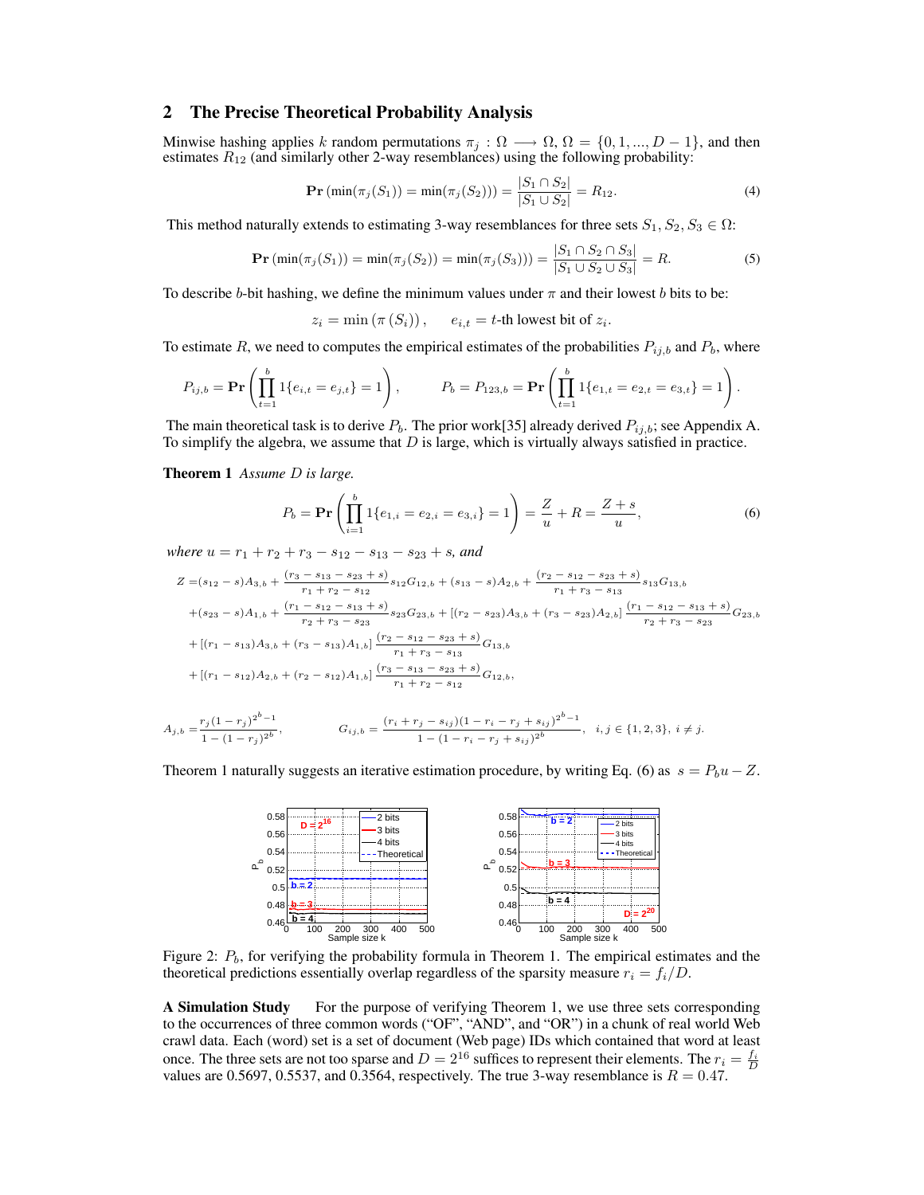## 2 The Precise Theoretical Probability Analysis

Minwise hashing applies $k$ random permutations $\pi_j : \Omega \longrightarrow \Omega$, $\Omega = \{0, 1, ..., D-1\}$, and then estimates $R_{12}$ (and similarly other 2-way resemblances) using the following probability:

$$\mathbf{Pr}\left(\min(\pi_j(S_1)) = \min(\pi_j(S_2))\right) = \frac{|S_1 \cap S_2|}{|S_1 \cup S_2|} = R_{12}. \tag{4}$$

This method naturally extends to estimating 3-way resemblances for three sets $S_1, S_2, S_3 \in \Omega$:

$$\mathbf{Pr}\left(\min(\pi_j(S_1)) = \min(\pi_j(S_2)) = \min(\pi_j(S_3))\right) = \frac{|S_1 \cap S_2 \cap S_3|}{|S_1 \cup S_2 \cup S_3|} = R. \tag{5}$$

To describe $b$-bit hashing, we define the minimum values under $\pi$ and their lowest $b$ bits to be:

$$z_i = \min\left(\pi\left(S_i\right)\right), \qquad e_{i,t} = t\text{-th lowest bit of } z_i.$$

To estimate $R$, we need to computes the empirical estimates of the probabilities $P_{ij,b}$ and $P_b$, where

$$P_{ij,b} = \mathbf{Pr}\left(\prod_{t=1}^{b} 1\{e_{i,t} = e_{j,t}\} = 1\right), \qquad P_b = P_{123,b} = \mathbf{Pr}\left(\prod_{t=1}^{b} 1\{e_{1,t} = e_{2,t} = e_{3,t}\} = 1\right).$$

The main theoretical task is to derive $P_b$. The prior work[35] already derived $P_{ij,b}$; see Appendix A. To simplify the algebra, we assume that $D$ is large, which is virtually always satisfied in practice.

**Theorem 1** *Assume $D$ is large.*

$$P_b = \mathbf{Pr}\left(\prod_{i=1}^{b} 1\{e_{1,i} = e_{2,i} = e_{3,i}\} = 1\right) = \frac{Z}{u} + R = \frac{Z+s}{u}, \tag{6}$$

*where $u = r_1 + r_2 + r_3 - s_{12} - s_{13} - s_{23} + s$, and*

$$\begin{aligned}
Z =& (s_{12} - s)A_{3,b} + \frac{(r_3 - s_{13} - s_{23} + s)}{r_1 + r_2 - s_{12}} s_{12} G_{12,b} + (s_{13} - s)A_{2,b} + \frac{(r_2 - s_{12} - s_{23} + s)}{r_1 + r_3 - s_{13}} s_{13} G_{13,b} \\
&+ (s_{23} - s)A_{1,b} + \frac{(r_1 - s_{12} - s_{13} + s)}{r_2 + r_3 - s_{23}} s_{23} G_{23,b} + \left[(r_2 - s_{23})A_{3,b} + (r_3 - s_{23})A_{2,b}\right] \frac{(r_1 - s_{12} - s_{13} + s)}{r_2 + r_3 - s_{23}} G_{23,b} \\
&+ \left[(r_1 - s_{13})A_{3,b} + (r_3 - s_{13})A_{1,b}\right] \frac{(r_2 - s_{12} - s_{23} + s)}{r_1 + r_3 - s_{13}} G_{13,b} \\
&+ \left[(r_1 - s_{12})A_{2,b} + (r_2 - s_{12})A_{1,b}\right] \frac{(r_3 - s_{13} - s_{23} + s)}{r_1 + r_2 - s_{12}} G_{12,b},
\end{aligned}$$

$$A_{j,b} = \frac{r_j(1 - r_j)^{2^b - 1}}{1 - (1 - r_j)^{2^b}}, \qquad G_{ij,b} = \frac{(r_i + r_j - s_{ij})(1 - r_i - r_j + s_{ij})^{2^b - 1}}{1 - (1 - r_i - r_j + s_{ij})^{2^b}}, \quad i, j \in \{1, 2, 3\},\ i \neq j.$$

Theorem 1 naturally suggests an iterative estimation procedure, by writing Eq. (6) as $s = P_b u - Z$.

Figure 2: $P_b$, for verifying the probability formula in Theorem 1. The empirical estimates and the theoretical predictions essentially overlap regardless of the sparsity measure $r_i = f_i/D$.

**A Simulation Study** For the purpose of verifying Theorem 1, we use three sets corresponding to the occurrences of three common words ("OF", "AND", and "OR") in a chunk of real world Web crawl data. Each (word) set is a set of document (Web page) IDs which contained that word at least once. The three sets are not too sparse and $D = 2^{16}$ suffices to represent their elements. The $r_i = \frac{f_i}{D}$ values are 0.5697, 0.5537, and 0.3564, respectively. The true 3-way resemblance is $R = 0.47$.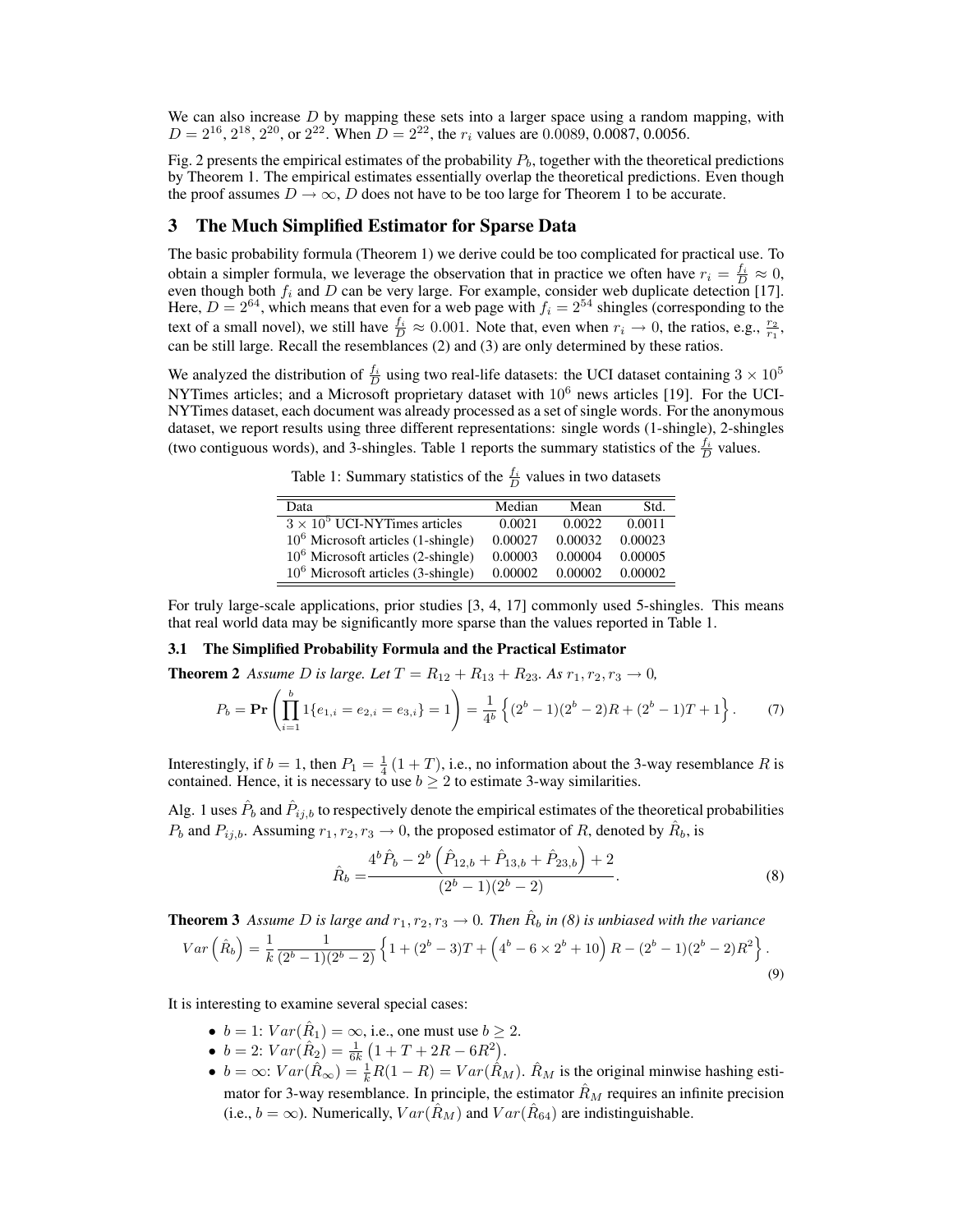We can also increase $D$ by mapping these sets into a larger space using a random mapping, with $D = 2^{16}$, $2^{18}$, $2^{20}$, or $2^{22}$. When $D = 2^{22}$, the $r_i$ values are 0.0089, 0.0087, 0.0056.

Fig. 2 presents the empirical estimates of the probability $P_b$, together with the theoretical predictions by Theorem 1. The empirical estimates essentially overlap the theoretical predictions. Even though the proof assumes $D \to \infty$, $D$ does not have to be too large for Theorem 1 to be accurate.

## 3 The Much Simplified Estimator for Sparse Data

The basic probability formula (Theorem 1) we derive could be too complicated for practical use. To obtain a simpler formula, we leverage the observation that in practice we often have $r_i = \frac{f_i}{D} \approx 0$, even though both $f_i$ and $D$ can be very large. For example, consider web duplicate detection [17]. Here, $D = 2^{64}$, which means that even for a web page with $f_i = 2^{54}$ shingles (corresponding to the text of a small novel), we still have $\frac{f_i}{D} \approx 0.001$. Note that, even when $r_i \to 0$, the ratios, e.g., $\frac{r_2}{r_1}$, can be still large. Recall the resemblances (2) and (3) are only determined by these ratios.

We analyzed the distribution of $\frac{f_i}{D}$ using two real-life datasets: the UCI dataset containing $3 \times 10^5$ NYTimes articles; and a Microsoft proprietary dataset with $10^6$ news articles [19]. For the UCI-NYTimes dataset, each document was already processed as a set of single words. For the anonymous dataset, we report results using three different representations: single words (1-shingle), 2-shingles (two contiguous words), and 3-shingles. Table 1 reports the summary statistics of the $\frac{f_i}{D}$ values.

Table 1: Summary statistics of the $\frac{f_i}{D}$ values in two datasets

| Data | Median | Mean | Std. |
|---|---|---|---|
| $3 \times 10^5$ UCI-NYTimes articles | 0.0021 | 0.0022 | 0.0011 |
| $10^6$ Microsoft articles (1-shingle) | 0.00027 | 0.00032 | 0.00023 |
| $10^6$ Microsoft articles (2-shingle) | 0.00003 | 0.00004 | 0.00005 |
| $10^6$ Microsoft articles (3-shingle) | 0.00002 | 0.00002 | 0.00002 |

For truly large-scale applications, prior studies [3, 4, 17] commonly used 5-shingles. This means that real world data may be significantly more sparse than the values reported in Table 1.

### 3.1 The Simplified Probability Formula and the Practical Estimator

**Theorem 2** *Assume $D$ is large. Let $T = R_{12} + R_{13} + R_{23}$. As $r_1, r_2, r_3 \to 0$,*

$$P_b = \mathbf{Pr}\left(\prod_{i=1}^{b} 1\{e_{1,i} = e_{2,i} = e_{3,i}\} = 1\right) = \frac{1}{4^b}\left\{(2^b-1)(2^b-2)R + (2^b-1)T + 1\right\}. \tag{7}$$

Interestingly, if $b = 1$, then $P_1 = \frac{1}{4}(1+T)$, i.e., no information about the 3-way resemblance $R$ is contained. Hence, it is necessary to use $b \geq 2$ to estimate 3-way similarities.

Alg. 1 uses $\hat{P}_b$ and $\hat{P}_{ij,b}$ to respectively denote the empirical estimates of the theoretical probabilities $P_b$ and $P_{ij,b}$. Assuming $r_1, r_2, r_3 \to 0$, the proposed estimator of $R$, denoted by $\hat{R}_b$, is

$$\hat{R}_b = \frac{4^b\hat{P}_b - 2^b\left(\hat{P}_{12,b} + \hat{P}_{13,b} + \hat{P}_{23,b}\right) + 2}{(2^b-1)(2^b-2)}. \tag{8}$$

**Theorem 3** *Assume $D$ is large and $r_1, r_2, r_3 \to 0$. Then $\hat{R}_b$ in (8) is unbiased with the variance*

$$Var\left(\hat{R}_b\right) = \frac{1}{k}\frac{1}{(2^b-1)(2^b-2)}\left\{1 + (2^b-3)T + \left(4^b - 6\times 2^b + 10\right)R - (2^b-1)(2^b-2)R^2\right\}. \tag{9}$$

It is interesting to examine several special cases:

- $b = 1$: $Var(\hat{R}_1) = \infty$, i.e., one must use $b \geq 2$.
- $b = 2$: $Var(\hat{R}_2) = \frac{1}{6k}\left(1 + T + 2R - 6R^2\right)$.
- $b = \infty$: $Var(\hat{R}_\infty) = \frac{1}{k}R(1-R) = Var(\hat{R}_M)$. $\hat{R}_M$ is the original minwise hashing estimator for 3-way resemblance. In principle, the estimator $\hat{R}_M$ requires an infinite precision (i.e., $b = \infty$). Numerically, $Var(\hat{R}_M)$ and $Var(\hat{R}_{64})$ are indistinguishable.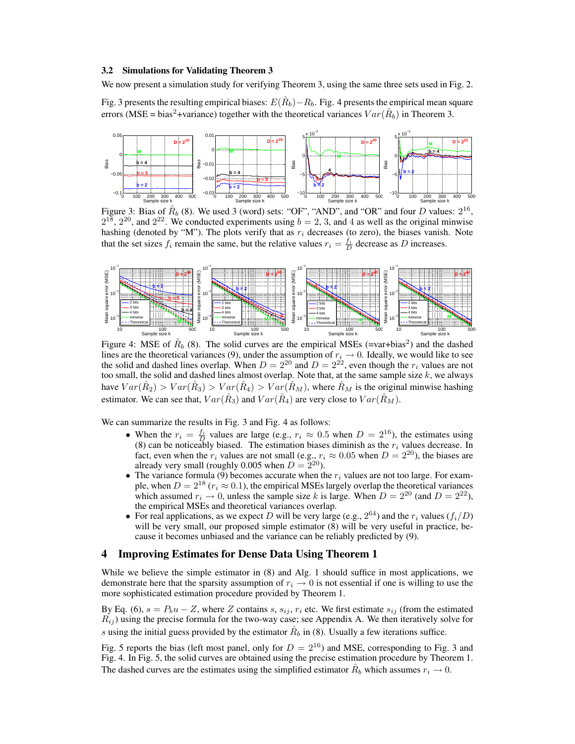### 3.2 Simulations for Validating Theorem 3

We now present a simulation study for verifying Theorem 3, using the same three sets used in Fig. 2.

Fig. 3 presents the resulting empirical biases: $E(\hat{R}_b) - R_b$. Fig. 4 presents the empirical mean square errors (MSE = bias$^2$+variance) together with the theoretical variances $Var(\hat{R}_b)$ in Theorem 3.

Figure 3: Bias of $\hat{R}_b$ (8). We used 3 (word) sets: "OF", "AND", and "OR" and four $D$ values: $2^{16}$, $2^{18}$, $2^{20}$, and $2^{22}$. We conducted experiments using $b = 2$, 3, and 4 as well as the original minwise hashing (denoted by "M"). The plots verify that as $r_i$ decreases (to zero), the biases vanish. Note that the set sizes $f_i$ remain the same, but the relative values $r_i = \frac{f_i}{D}$ decrease as $D$ increases.

Figure 4: MSE of $\hat{R}_b$ (8). The solid curves are the empirical MSEs (=var+bias$^2$) and the dashed lines are the theoretical variances (9), under the assumption of $r_i \to 0$. Ideally, we would like to see the solid and dashed lines overlap. When $D = 2^{20}$ and $D = 2^{22}$, even though the $r_i$ values are not too small, the solid and dashed lines almost overlap. Note that, at the same sample size $k$, we always have $Var(\hat{R}_2) > Var(\hat{R}_3) > Var(\hat{R}_4) > Var(\hat{R}_M)$, where $\hat{R}_M$ is the original minwise hashing estimator. We can see that, $Var(\hat{R}_3)$ and $Var(\hat{R}_4)$ are very close to $Var(\hat{R}_M)$.

We can summarize the results in Fig. 3 and Fig. 4 as follows:

- When the $r_i = \frac{f_i}{D}$ values are large (e.g., $r_i \approx 0.5$ when $D = 2^{16}$), the estimates using (8) can be noticeably biased. The estimation biases diminish as the $r_i$ values decrease. In fact, even when the $r_i$ values are not small (e.g., $r_i \approx 0.05$ when $D = 2^{20}$), the biases are already very small (roughly 0.005 when $D = 2^{20}$).
- The variance formula (9) becomes accurate when the $r_i$ values are not too large. For example, when $D = 2^{18}$ ($r_i \approx 0.1$), the empirical MSEs largely overlap the theoretical variances which assumed $r_i \to 0$, unless the sample size $k$ is large. When $D = 2^{20}$ (and $D = 2^{22}$), the empirical MSEs and theoretical variances overlap.
- For real applications, as we expect $D$ will be very large (e.g., $2^{64}$) and the $r_i$ values ($f_i/D$) will be very small, our proposed simple estimator (8) will be very useful in practice, because it becomes unbiased and the variance can be reliably predicted by (9).

## 4 Improving Estimates for Dense Data Using Theorem 1

While we believe the simple estimator in (8) and Alg. 1 should suffice in most applications, we demonstrate here that the sparsity assumption of $r_i \to 0$ is not essential if one is willing to use the more sophisticated estimation procedure provided by Theorem 1.

By Eq. (6), $s = P_b u - Z$, where $Z$ contains $s$, $s_{ij}$, $r_i$ etc. We first estimate $s_{ij}$ (from the estimated $R_{ij}$) using the precise formula for the two-way case; see Appendix A. We then iteratively solve for $s$ using the initial guess provided by the estimator $\hat{R}_b$ in (8). Usually a few iterations suffice.

Fig. 5 reports the bias (left most panel, only for $D = 2^{16}$) and MSE, corresponding to Fig. 3 and Fig. 4. In Fig. 5, the solid curves are obtained using the precise estimation procedure by Theorem 1. The dashed curves are the estimates using the simplified estimator $\hat{R}_b$ which assumes $r_i \to 0$.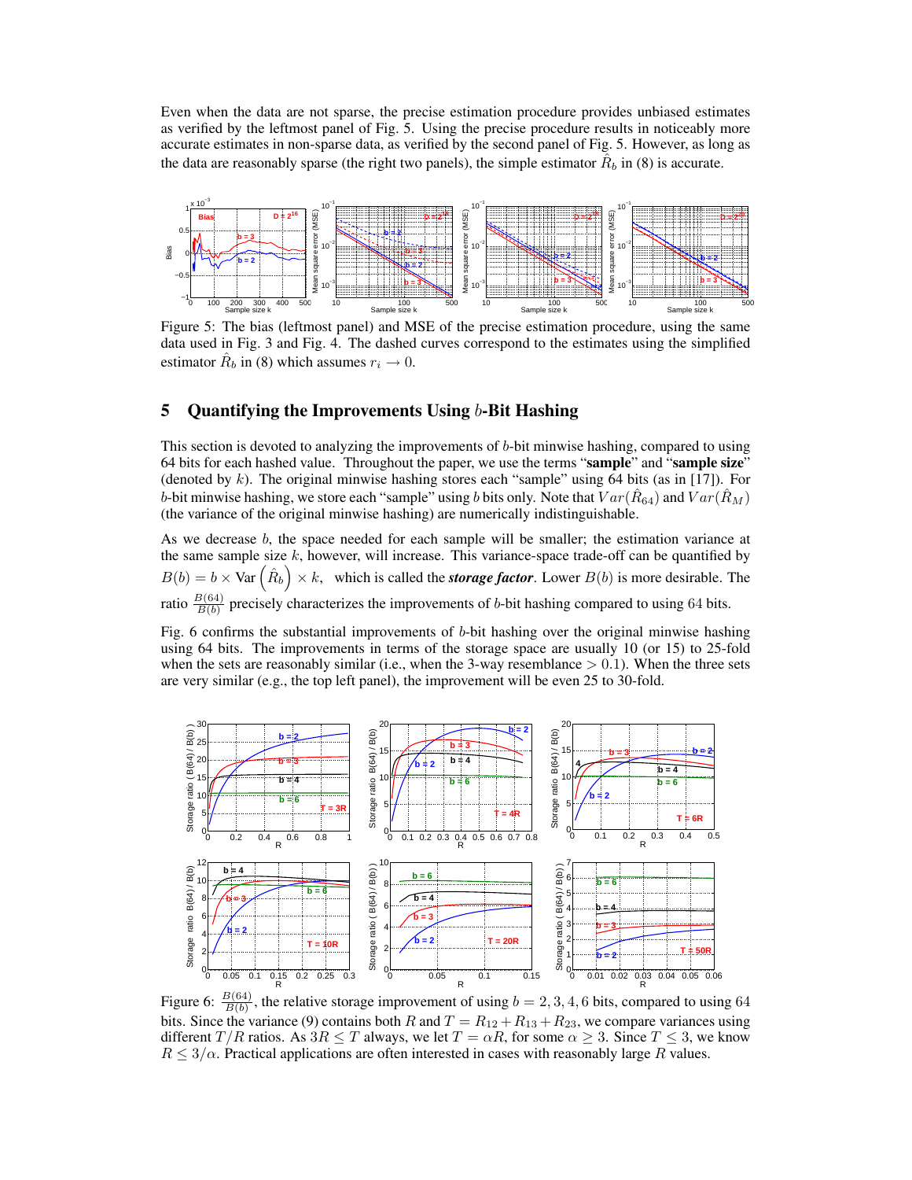Even when the data are not sparse, the precise estimation procedure provides unbiased estimates as verified by the leftmost panel of Fig. 5. Using the precise procedure results in noticeably more accurate estimates in non-sparse data, as verified by the second panel of Fig. 5. However, as long as the data are reasonably sparse (the right two panels), the simple estimator $\hat{R}_b$ in (8) is accurate.

Figure 5: The bias (leftmost panel) and MSE of the precise estimation procedure, using the same data used in Fig. 3 and Fig. 4. The dashed curves correspond to the estimates using the simplified estimator $\hat{R}_b$ in (8) which assumes $r_i \to 0$.

## 5 Quantifying the Improvements Using $b$-Bit Hashing

This section is devoted to analyzing the improvements of $b$-bit minwise hashing, compared to using 64 bits for each hashed value. Throughout the paper, we use the terms "**sample**" and "**sample size**" (denoted by $k$). The original minwise hashing stores each "sample" using 64 bits (as in [17]). For $b$-bit minwise hashing, we store each "sample" using $b$ bits only. Note that $Var(\hat{R}_{64})$ and $Var(\hat{R}_M)$ (the variance of the original minwise hashing) are numerically indistinguishable.

As we decrease $b$, the space needed for each sample will be smaller; the estimation variance at the same sample size $k$, however, will increase. This variance-space trade-off can be quantified by $B(b) = b \times \text{Var}\left(\hat{R}_b\right) \times k$, which is called the ***storage factor***. Lower $B(b)$ is more desirable. The ratio $\frac{B(64)}{B(b)}$ precisely characterizes the improvements of $b$-bit hashing compared to using 64 bits.

Fig. 6 confirms the substantial improvements of $b$-bit hashing over the original minwise hashing using 64 bits. The improvements in terms of the storage space are usually 10 (or 15) to 25-fold when the sets are reasonably similar (i.e., when the 3-way resemblance $> 0.1$). When the three sets are very similar (e.g., the top left panel), the improvement will be even 25 to 30-fold.

Figure 6: $\frac{B(64)}{B(b)}$, the relative storage improvement of using $b = 2, 3, 4, 6$ bits, compared to using 64 bits. Since the variance (9) contains both $R$ and $T = R_{12} + R_{13} + R_{23}$, we compare variances using different $T/R$ ratios. As $3R \leq T$ always, we let $T = \alpha R$, for some $\alpha \geq 3$. Since $T \leq 3$, we know $R \leq 3/\alpha$. Practical applications are often interested in cases with reasonably large $R$ values.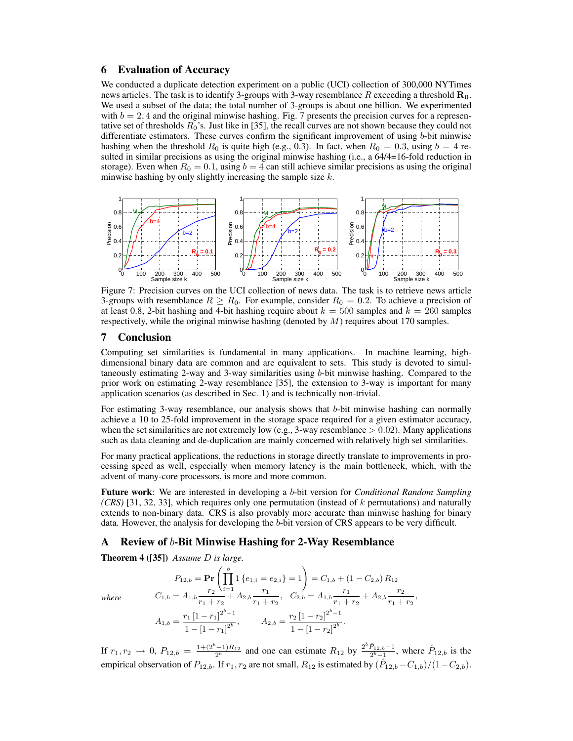## 6 Evaluation of Accuracy

We conducted a duplicate detection experiment on a public (UCI) collection of 300,000 NYTimes news articles. The task is to identify 3-groups with 3-way resemblance $R$ exceeding a threshold $\mathbf{R_0}$. We used a subset of the data; the total number of 3-groups is about one billion. We experimented with $b = 2, 4$ and the original minwise hashing. Fig. 7 presents the precision curves for a representative set of thresholds $R_0$'s. Just like in [35], the recall curves are not shown because they could not differentiate estimators. These curves confirm the significant improvement of using $b$-bit minwise hashing when the threshold $R_0$ is quite high (e.g., 0.3). In fact, when $R_0 = 0.3$, using $b = 4$ resulted in similar precisions as using the original minwise hashing (i.e., a 64/4=16-fold reduction in storage). Even when $R_0 = 0.1$, using $b = 4$ can still achieve similar precisions as using the original minwise hashing by only slightly increasing the sample size $k$.

Figure 7: Precision curves on the UCI collection of news data. The task is to retrieve news article 3-groups with resemblance $R \geq R_0$. For example, consider $R_0 = 0.2$. To achieve a precision of at least 0.8, 2-bit hashing and 4-bit hashing require about $k = 500$ samples and $k = 260$ samples respectively, while the original minwise hashing (denoted by $M$) requires about 170 samples.

## 7 Conclusion

Computing set similarities is fundamental in many applications. In machine learning, high-dimensional binary data are common and are equivalent to sets. This study is devoted to simultaneously estimating 2-way and 3-way similarities using $b$-bit minwise hashing. Compared to the prior work on estimating 2-way resemblance [35], the extension to 3-way is important for many application scenarios (as described in Sec. 1) and is technically non-trivial.

For estimating 3-way resemblance, our analysis shows that $b$-bit minwise hashing can normally achieve a 10 to 25-fold improvement in the storage space required for a given estimator accuracy, when the set similarities are not extremely low (e.g., 3-way resemblance $> 0.02$). Many applications such as data cleaning and de-duplication are mainly concerned with relatively high set similarities.

For many practical applications, the reductions in storage directly translate to improvements in processing speed as well, especially when memory latency is the main bottleneck, which, with the advent of many-core processors, is more and more common.

**Future work**: We are interested in developing a $b$-bit version for *Conditional Random Sampling (CRS)* [31, 32, 33], which requires only one permutation (instead of $k$ permutations) and naturally extends to non-binary data. CRS is also provably more accurate than minwise hashing for binary data. However, the analysis for developing the $b$-bit version of CRS appears to be very difficult.

## A Review of $b$-Bit Minwise Hashing for 2-Way Resemblance

**Theorem 4 ([35])** *Assume $D$ is large.*

$$P_{12,b} = \mathbf{Pr}\left(\prod_{i=1}^{b} 1\{e_{1,i} = e_{2,i}\} = 1\right) = C_{1,b} + (1 - C_{2,b})\, R_{12}$$

*where*

$$C_{1,b} = A_{1,b}\frac{r_2}{r_1 + r_2} + A_{2,b}\frac{r_1}{r_1 + r_2}, \quad C_{2,b} = A_{1,b}\frac{r_1}{r_1 + r_2} + A_{2,b}\frac{r_2}{r_1 + r_2},$$

$$A_{1,b} = \frac{r_1\left[1 - r_1\right]^{2^b - 1}}{1 - \left[1 - r_1\right]^{2^b}}, \qquad A_{2,b} = \frac{r_2\left[1 - r_2\right]^{2^b - 1}}{1 - \left[1 - r_2\right]^{2^b}}.$$

If $r_1, r_2 \to 0$, $P_{12,b} = \frac{1 + (2^b - 1)R_{12}}{2^b}$ and one can estimate $R_{12}$ by $\frac{2^b \hat{P}_{12,b} - 1}{2^b - 1}$, where $\hat{P}_{12,b}$ is the empirical observation of $P_{12,b}$. If $r_1, r_2$ are not small, $R_{12}$ is estimated by $(\hat{P}_{12,b} - C_{1,b})/(1 - C_{2,b})$.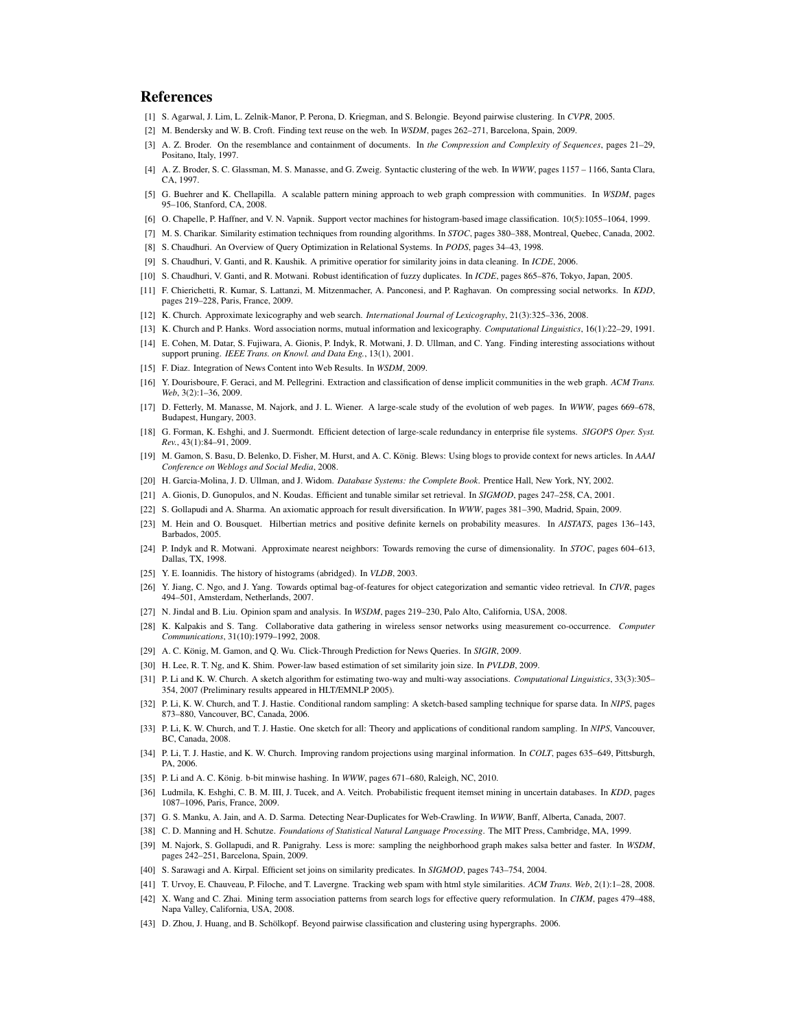## References

[1] S. Agarwal, J. Lim, L. Zelnik-Manor, P. Perona, D. Kriegman, and S. Belongie. Beyond pairwise clustering. In *CVPR*, 2005.

[2] M. Bendersky and W. B. Croft. Finding text reuse on the web. In *WSDM*, pages 262–271, Barcelona, Spain, 2009.

[3] A. Z. Broder. On the resemblance and containment of documents. In *the Compression and Complexity of Sequences*, pages 21–29, Positano, Italy, 1997.

[4] A. Z. Broder, S. C. Glassman, M. S. Manasse, and G. Zweig. Syntactic clustering of the web. In *WWW*, pages 1157 – 1166, Santa Clara, CA, 1997.

[5] G. Buehrer and K. Chellapilla. A scalable pattern mining approach to web graph compression with communities. In *WSDM*, pages 95–106, Stanford, CA, 2008.

[6] O. Chapelle, P. Haffner, and V. N. Vapnik. Support vector machines for histogram-based image classification. 10(5):1055–1064, 1999.

[7] M. S. Charikar. Similarity estimation techniques from rounding algorithms. In *STOC*, pages 380–388, Montreal, Quebec, Canada, 2002.

[8] S. Chaudhuri. An Overview of Query Optimization in Relational Systems. In *PODS*, pages 34–43, 1998.

[9] S. Chaudhuri, V. Ganti, and R. Kaushik. A primitive operatior for similarity joins in data cleaning. In *ICDE*, 2006.

[10] S. Chaudhuri, V. Ganti, and R. Motwani. Robust identification of fuzzy duplicates. In *ICDE*, pages 865–876, Tokyo, Japan, 2005.

[11] F. Chierichetti, R. Kumar, S. Lattanzi, M. Mitzenmacher, A. Panconesi, and P. Raghavan. On compressing social networks. In *KDD*, pages 219–228, Paris, France, 2009.

[12] K. Church. Approximate lexicography and web search. *International Journal of Lexicography*, 21(3):325–336, 2008.

[13] K. Church and P. Hanks. Word association norms, mutual information and lexicography. *Computational Linguistics*, 16(1):22–29, 1991.

[14] E. Cohen, M. Datar, S. Fujiwara, A. Gionis, P. Indyk, R. Motwani, J. D. Ullman, and C. Yang. Finding interesting associations without support pruning. *IEEE Trans. on Knowl. and Data Eng.*, 13(1), 2001.

[15] F. Diaz. Integration of News Content into Web Results. In *WSDM*, 2009.

[16] Y. Dourisboure, F. Geraci, and M. Pellegrini. Extraction and classification of dense implicit communities in the web graph. *ACM Trans. Web*, 3(2):1–36, 2009.

[17] D. Fetterly, M. Manasse, M. Najork, and J. L. Wiener. A large-scale study of the evolution of web pages. In *WWW*, pages 669–678, Budapest, Hungary, 2003.

[18] G. Forman, K. Eshghi, and J. Suermondt. Efficient detection of large-scale redundancy in enterprise file systems. *SIGOPS Oper. Syst. Rev.*, 43(1):84–91, 2009.

[19] M. Gamon, S. Basu, D. Belenko, D. Fisher, M. Hurst, and A. C. König. Blews: Using blogs to provide context for news articles. In *AAAI Conference on Weblogs and Social Media*, 2008.

[20] H. Garcia-Molina, J. D. Ullman, and J. Widom. *Database Systems: the Complete Book*. Prentice Hall, New York, NY, 2002.

[21] A. Gionis, D. Gunopulos, and N. Koudas. Efficient and tunable similar set retrieval. In *SIGMOD*, pages 247–258, CA, 2001.

[22] S. Gollapudi and A. Sharma. An axiomatic approach for result diversification. In *WWW*, pages 381–390, Madrid, Spain, 2009.

[23] M. Hein and O. Bousquet. Hilbertian metrics and positive definite kernels on probability measures. In *AISTATS*, pages 136–143, Barbados, 2005.

[24] P. Indyk and R. Motwani. Approximate nearest neighbors: Towards removing the curse of dimensionality. In *STOC*, pages 604–613, Dallas, TX, 1998.

[25] Y. E. Ioannidis. The history of histograms (abridged). In *VLDB*, 2003.

[26] Y. Jiang, C. Ngo, and J. Yang. Towards optimal bag-of-features for object categorization and semantic video retrieval. In *CIVR*, pages 494–501, Amsterdam, Netherlands, 2007.

[27] N. Jindal and B. Liu. Opinion spam and analysis. In *WSDM*, pages 219–230, Palo Alto, California, USA, 2008.

[28] K. Kalpakis and S. Tang. Collaborative data gathering in wireless sensor networks using measurement co-occurrence. *Computer Communications*, 31(10):1979–1992, 2008.

[29] A. C. König, M. Gamon, and Q. Wu. Click-Through Prediction for News Queries. In *SIGIR*, 2009.

[30] H. Lee, R. T. Ng, and K. Shim. Power-law based estimation of set similarity join size. In *PVLDB*, 2009.

[31] P. Li and K. W. Church. A sketch algorithm for estimating two-way and multi-way associations. *Computational Linguistics*, 33(3):305–354, 2007 (Preliminary results appeared in HLT/EMNLP 2005).

[32] P. Li, K. W. Church, and T. J. Hastie. Conditional random sampling: A sketch-based sampling technique for sparse data. In *NIPS*, pages 873–880, Vancouver, BC, Canada, 2006.

[33] P. Li, K. W. Church, and T. J. Hastie. One sketch for all: Theory and applications of conditional random sampling. In *NIPS*, Vancouver, BC, Canada, 2008.

[34] P. Li, T. J. Hastie, and K. W. Church. Improving random projections using marginal information. In *COLT*, pages 635–649, Pittsburgh, PA, 2006.

[35] P. Li and A. C. König. b-bit minwise hashing. In *WWW*, pages 671–680, Raleigh, NC, 2010.

[36] Ludmila, K. Eshghi, C. B. M. III, J. Tucek, and A. Veitch. Probabilistic frequent itemset mining in uncertain databases. In *KDD*, pages 1087–1096, Paris, France, 2009.

[37] G. S. Manku, A. Jain, and A. D. Sarma. Detecting Near-Duplicates for Web-Crawling. In *WWW*, Banff, Alberta, Canada, 2007.

[38] C. D. Manning and H. Schutze. *Foundations of Statistical Natural Language Processing*. The MIT Press, Cambridge, MA, 1999.

[39] M. Najork, S. Gollapudi, and R. Panigrahy. Less is more: sampling the neighborhood graph makes salsa better and faster. In *WSDM*, pages 242–251, Barcelona, Spain, 2009.

[40] S. Sarawagi and A. Kirpal. Efficient set joins on similarity predicates. In *SIGMOD*, pages 743–754, 2004.

[41] T. Urvoy, E. Chauveau, P. Filoche, and T. Lavergne. Tracking web spam with html style similarities. *ACM Trans. Web*, 2(1):1–28, 2008.

[42] X. Wang and C. Zhai. Mining term association patterns from search logs for effective query reformulation. In *CIKM*, pages 479–488, Napa Valley, California, USA, 2008.

[43] D. Zhou, J. Huang, and B. Schölkopf. Beyond pairwise classification and clustering using hypergraphs. 2006.